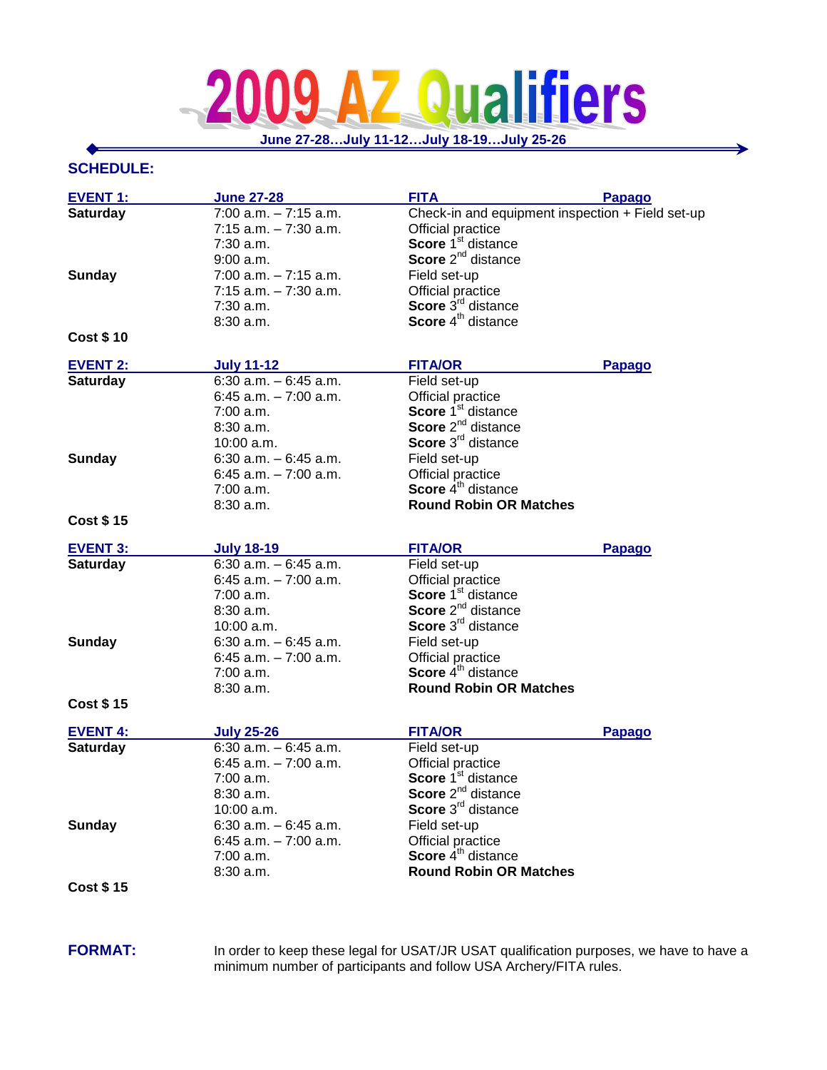# 2009 AZ Qualifiers

**June 27-28…July 11-12…July 18-19…July 25-26**

## SCHEDULE:

| **EVENT 1:** | **June 27-28** | **FITA** | **Papago** |
|---|---|---|---|
| **Saturday** | 7:00 a.m. – 7:15 a.m. | Check-in and equipment inspection + Field set-up | |
| | 7:15 a.m. – 7:30 a.m. | Official practice | |
| | 7:30 a.m. | **Score** 1st distance | |
| | 9:00 a.m. | **Score** 2nd distance | |
| **Sunday** | 7:00 a.m. – 7:15 a.m. | Field set-up | |
| | 7:15 a.m. – 7:30 a.m. | Official practice | |
| | 7:30 a.m. | **Score** 3rd distance | |
| | 8:30 a.m. | **Score** 4th distance | |
| **Cost $ 10** | | | |

| **EVENT 2:** | **July 11-12** | **FITA/OR** | **Papago** |
|---|---|---|---|
| **Saturday** | 6:30 a.m. – 6:45 a.m. | Field set-up | |
| | 6:45 a.m. – 7:00 a.m. | Official practice | |
| | 7:00 a.m. | **Score** 1st distance | |
| | 8:30 a.m. | **Score** 2nd distance | |
| | 10:00 a.m. | **Score** 3rd distance | |
| **Sunday** | 6:30 a.m. – 6:45 a.m. | Field set-up | |
| | 6:45 a.m. – 7:00 a.m. | Official practice | |
| | 7:00 a.m. | **Score** 4th distance | |
| | 8:30 a.m. | **Round Robin OR Matches** | |
| **Cost $ 15** | | | |

| **EVENT 3:** | **July 18-19** | **FITA/OR** | **Papago** |
|---|---|---|---|
| **Saturday** | 6:30 a.m. – 6:45 a.m. | Field set-up | |
| | 6:45 a.m. – 7:00 a.m. | Official practice | |
| | 7:00 a.m. | **Score** 1st distance | |
| | 8:30 a.m. | **Score** 2nd distance | |
| | 10:00 a.m. | **Score** 3rd distance | |
| **Sunday** | 6:30 a.m. – 6:45 a.m. | Field set-up | |
| | 6:45 a.m. – 7:00 a.m. | Official practice | |
| | 7:00 a.m. | **Score** 4th distance | |
| | 8:30 a.m. | **Round Robin OR Matches** | |
| **Cost $ 15** | | | |

| **EVENT 4:** | **July 25-26** | **FITA/OR** | **Papago** |
|---|---|---|---|
| **Saturday** | 6:30 a.m. – 6:45 a.m. | Field set-up | |
| | 6:45 a.m. – 7:00 a.m. | Official practice | |
| | 7:00 a.m. | **Score** 1st distance | |
| | 8:30 a.m. | **Score** 2nd distance | |
| | 10:00 a.m. | **Score** 3rd distance | |
| **Sunday** | 6:30 a.m. – 6:45 a.m. | Field set-up | |
| | 6:45 a.m. – 7:00 a.m. | Official practice | |
| | 7:00 a.m. | **Score** 4th distance | |
| | 8:30 a.m. | **Round Robin OR Matches** | |
| **Cost $ 15** | | | |

**FORMAT:** In order to keep these legal for USAT/JR USAT qualification purposes, we have to have a minimum number of participants and follow USA Archery/FITA rules.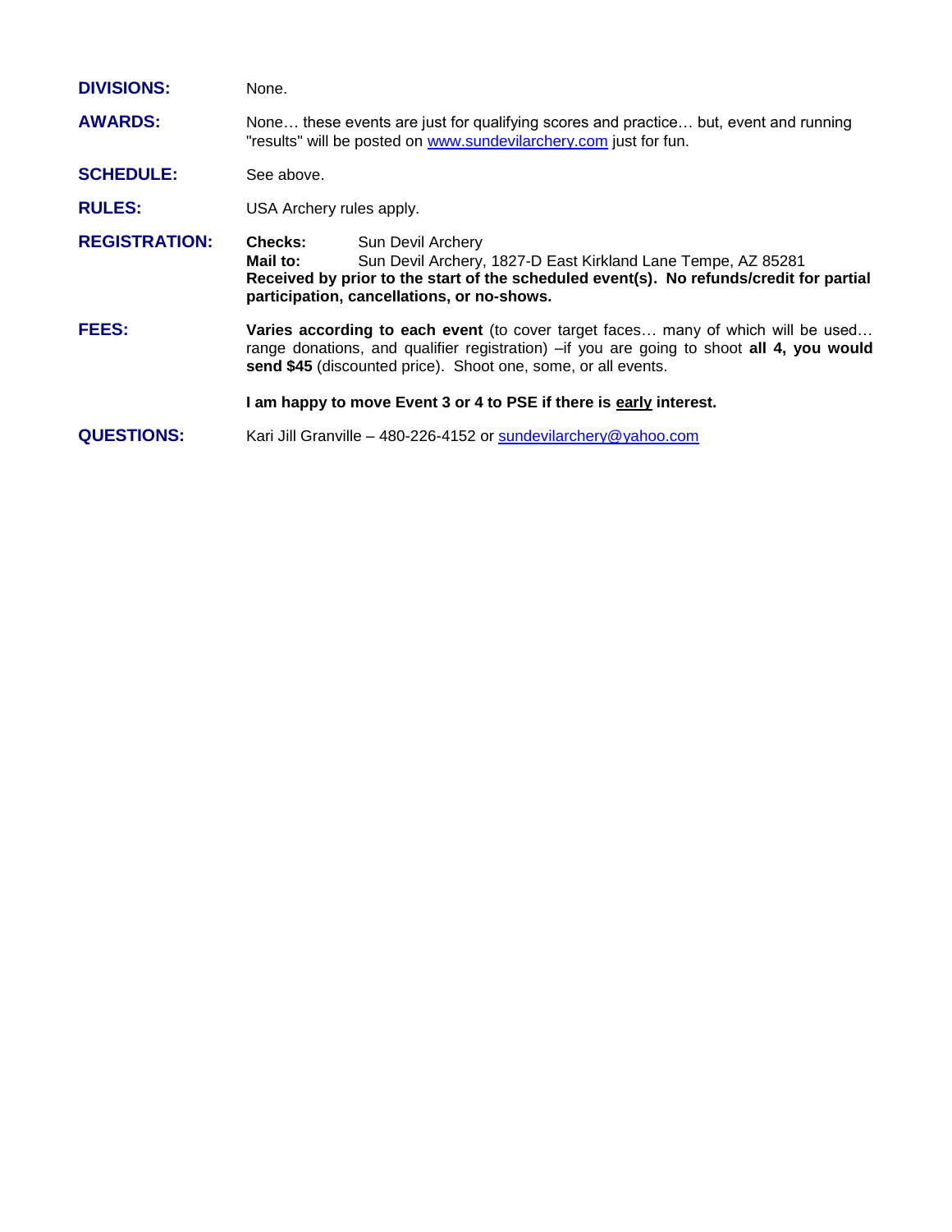**DIVISIONS:** None.

**AWARDS:** None… these events are just for qualifying scores and practice… but, event and running "results" will be posted on www.sundevilarchery.com just for fun.

**SCHEDULE:** See above.

**RULES:** USA Archery rules apply.

**REGISTRATION:**
**Checks:** Sun Devil Archery
**Mail to:** Sun Devil Archery, 1827-D East Kirkland Lane Tempe, AZ 85281
**Received by prior to the start of the scheduled event(s). No refunds/credit for partial participation, cancellations, or no-shows.**

**FEES:** **Varies according to each event** (to cover target faces… many of which will be used… range donations, and qualifier registration) –if you are going to shoot **all 4, you would send $45** (discounted price). Shoot one, some, or all events.

**I am happy to move Event 3 or 4 to PSE if there is early interest.**

**QUESTIONS:** Kari Jill Granville – 480-226-4152 or sundevilarchery@yahoo.com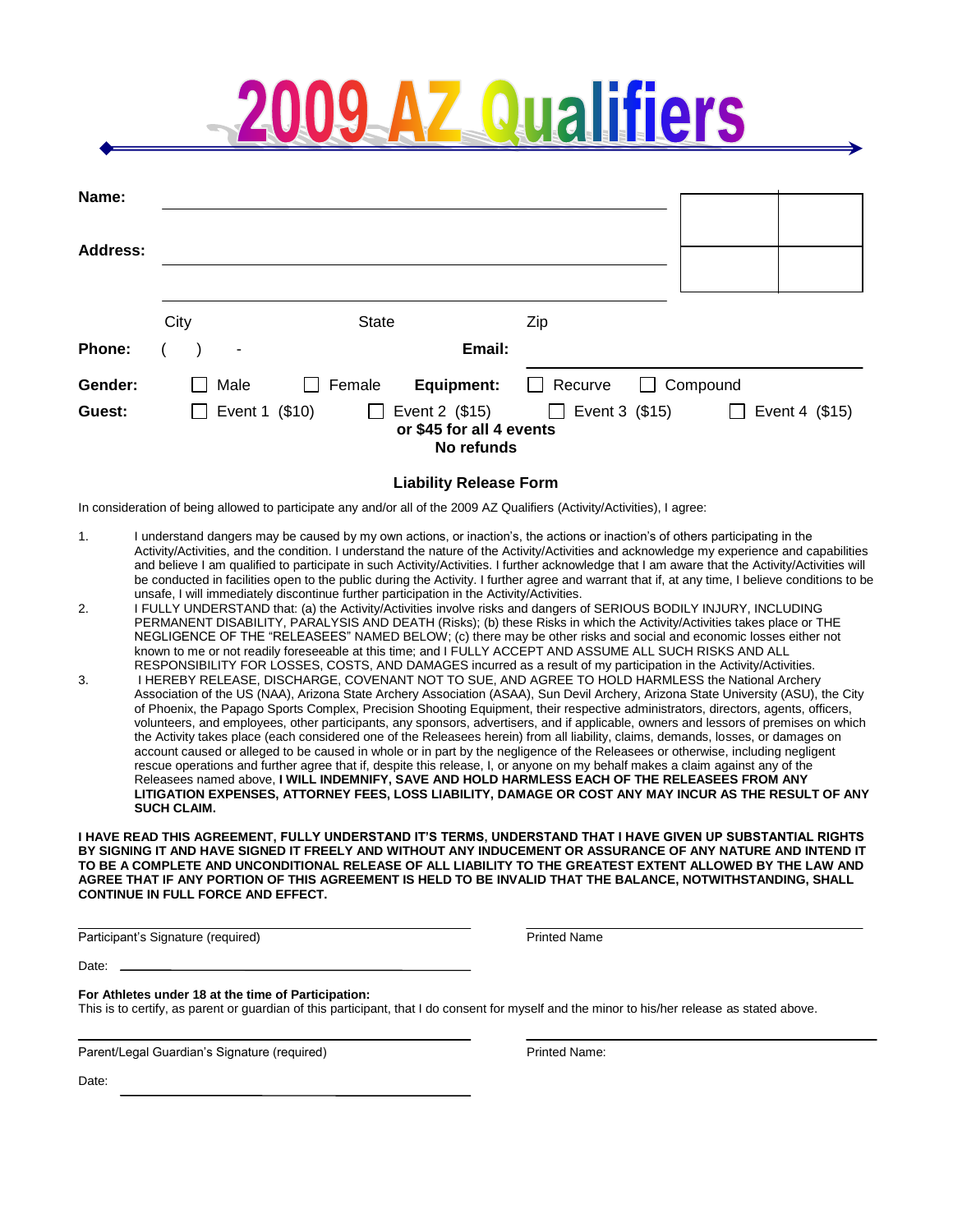# 2009 AZ Qualifiers

**Name:** ______________________________

**Address:** ______________________________

______________________________

City State Zip

**Phone:** ( ) -  **Email:** ______________________________

**Gender:** ☐ Male ☐ Female **Equipment:** ☐ Recurve ☐ Compound

**Guest:** ☐ Event 1 ($10) ☐ Event 2 ($15) ☐ Event 3 ($15) ☐ Event 4 ($15)

**or $45 for all 4 events**

**No refunds**

## Liability Release Form

In consideration of being allowed to participate any and/or all of the 2009 AZ Qualifiers (Activity/Activities), I agree:

1. I understand dangers may be caused by my own actions, or inaction's, the actions or inaction's of others participating in the Activity/Activities, and the condition. I understand the nature of the Activity/Activities and acknowledge my experience and capabilities and believe I am qualified to participate in such Activity/Activities. I further acknowledge that I am aware that the Activity/Activities will be conducted in facilities open to the public during the Activity. I further agree and warrant that if, at any time, I believe conditions to be unsafe, I will immediately discontinue further participation in the Activity/Activities.
2. I FULLY UNDERSTAND that: (a) the Activity/Activities involve risks and dangers of SERIOUS BODILY INJURY, INCLUDING PERMANENT DISABILITY, PARALYSIS AND DEATH (Risks); (b) these Risks in which the Activity/Activities takes place or THE NEGLIGENCE OF THE "RELEASEES" NAMED BELOW; (c) there may be other risks and social and economic losses either not known to me or not readily foreseeable at this time; and I FULLY ACCEPT AND ASSUME ALL SUCH RISKS AND ALL RESPONSIBILITY FOR LOSSES, COSTS, AND DAMAGES incurred as a result of my participation in the Activity/Activities.
3. I HEREBY RELEASE, DISCHARGE, COVENANT NOT TO SUE, AND AGREE TO HOLD HARMLESS the National Archery Association of the US (NAA), Arizona State Archery Association (ASAA), Sun Devil Archery, Arizona State University (ASU), the City of Phoenix, the Papago Sports Complex, Precision Shooting Equipment, their respective administrators, directors, agents, officers, volunteers, and employees, other participants, any sponsors, advertisers, and if applicable, owners and lessors of premises on which the Activity takes place (each considered one of the Releasees herein) from all liability, claims, demands, losses, or damages on account caused or alleged to be caused in whole or in part by the negligence of the Releasees or otherwise, including negligent rescue operations and further agree that if, despite this release, I, or anyone on my behalf makes a claim against any of the Releasees named above, **I WILL INDEMNIFY, SAVE AND HOLD HARMLESS EACH OF THE RELEASEES FROM ANY LITIGATION EXPENSES, ATTORNEY FEES, LOSS LIABILITY, DAMAGE OR COST ANY MAY INCUR AS THE RESULT OF ANY SUCH CLAIM.**

**I HAVE READ THIS AGREEMENT, FULLY UNDERSTAND IT'S TERMS, UNDERSTAND THAT I HAVE GIVEN UP SUBSTANTIAL RIGHTS BY SIGNING IT AND HAVE SIGNED IT FREELY AND WITHOUT ANY INDUCEMENT OR ASSURANCE OF ANY NATURE AND INTEND IT TO BE A COMPLETE AND UNCONDITIONAL RELEASE OF ALL LIABILITY TO THE GREATEST EXTENT ALLOWED BY THE LAW AND AGREE THAT IF ANY PORTION OF THIS AGREEMENT IS HELD TO BE INVALID THAT THE BALANCE, NOTWITHSTANDING, SHALL CONTINUE IN FULL FORCE AND EFFECT.**

______________________________ ______________________________

Participant's Signature (required) Printed Name

Date: ______________________________

**For Athletes under 18 at the time of Participation:**

This is to certify, as parent or guardian of this participant, that I do consent for myself and the minor to his/her release as stated above.

______________________________ ______________________________

Parent/Legal Guardian's Signature (required) Printed Name:

Date: ______________________________